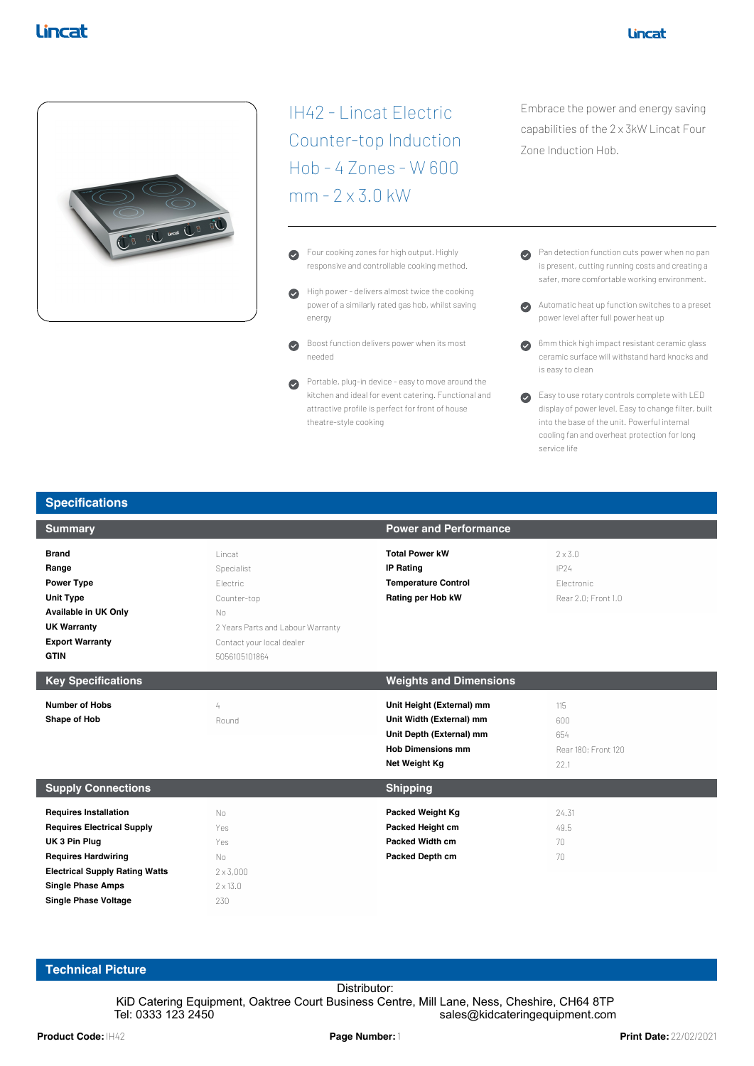# IH42 - Lincat Electric Counter-top Induction Hob - 4 Zones - W 600 mm - 2 x 3.0 kW

Embrace the power and energy saving capabilities of the 2 x 3kW Lincat Four Zone Induction Hob.

- Four cooking zones for high output. Highly responsive and controllable cooking method.
- High power - delivers almost twice the cooking power of a similarly rated gas hob, whilst saving energy
- Boost function delivers power when its most needed
- Portable, plug-in device - easy to move around the kitchen and ideal for event catering. Functional and attractive profile is perfect for front of house theatre-style cooking
- Pan detection function cuts power when no pan is present, cutting running costs and creating a safer, more comfortable working environment.
- Automatic heat up function switches to a preset power level after full power heat up
- 6mm thick high impact resistant ceramic glass ceramic surface will withstand hard knocks and is easy to clean
- Easy to use rotary controls complete with LED display of power level. Easy to change filter, built into the base of the unit. Powerful internal cooling fan and overheat protection for long service life

## Specifications

### Summary

| | |
|---|---|
| **Brand** | Lincat |
| **Range** | Specialist |
| **Power Type** | Electric |
| **Unit Type** | Counter-top |
| **Available in UK Only** | No |
| **UK Warranty** | 2 Years Parts and Labour Warranty |
| **Export Warranty** | Contact your local dealer |
| **GTIN** | 5056105101864 |

### Power and Performance

| | |
|---|---|
| **Total Power kW** | 2 x 3.0 |
| **IP Rating** | IP24 |
| **Temperature Control** | Electronic |
| **Rating per Hob kW** | Rear 2.0; Front 1.0 |

### Key Specifications

| | |
|---|---|
| **Number of Hobs** | 4 |
| **Shape of Hob** | Round |

### Weights and Dimensions

| | |
|---|---|
| **Unit Height (External) mm** | 115 |
| **Unit Width (External) mm** | 600 |
| **Unit Depth (External) mm** | 654 |
| **Hob Dimensions mm** | Rear 180; Front 120 |
| **Net Weight Kg** | 22.1 |

### Supply Connections

| | |
|---|---|
| **Requires Installation** | No |
| **Requires Electrical Supply** | Yes |
| **UK 3 Pin Plug** | Yes |
| **Requires Hardwiring** | No |
| **Electrical Supply Rating Watts** | 2 x 3,000 |
| **Single Phase Amps** | 2 x 13.0 |
| **Single Phase Voltage** | 230 |

### Shipping

| | |
|---|---|
| **Packed Weight Kg** | 24.31 |
| **Packed Height cm** | 49.5 |
| **Packed Width cm** | 70 |
| **Packed Depth cm** | 70 |

## Technical Picture

Distributor:
KiD Catering Equipment, Oaktree Court Business Centre, Mill Lane, Ness, Cheshire, CH64 8TP
Tel: 0333 123 2450 sales@kidcateringequipment.com

**Product Code:** IH42 **Print Date:** 22/02/2021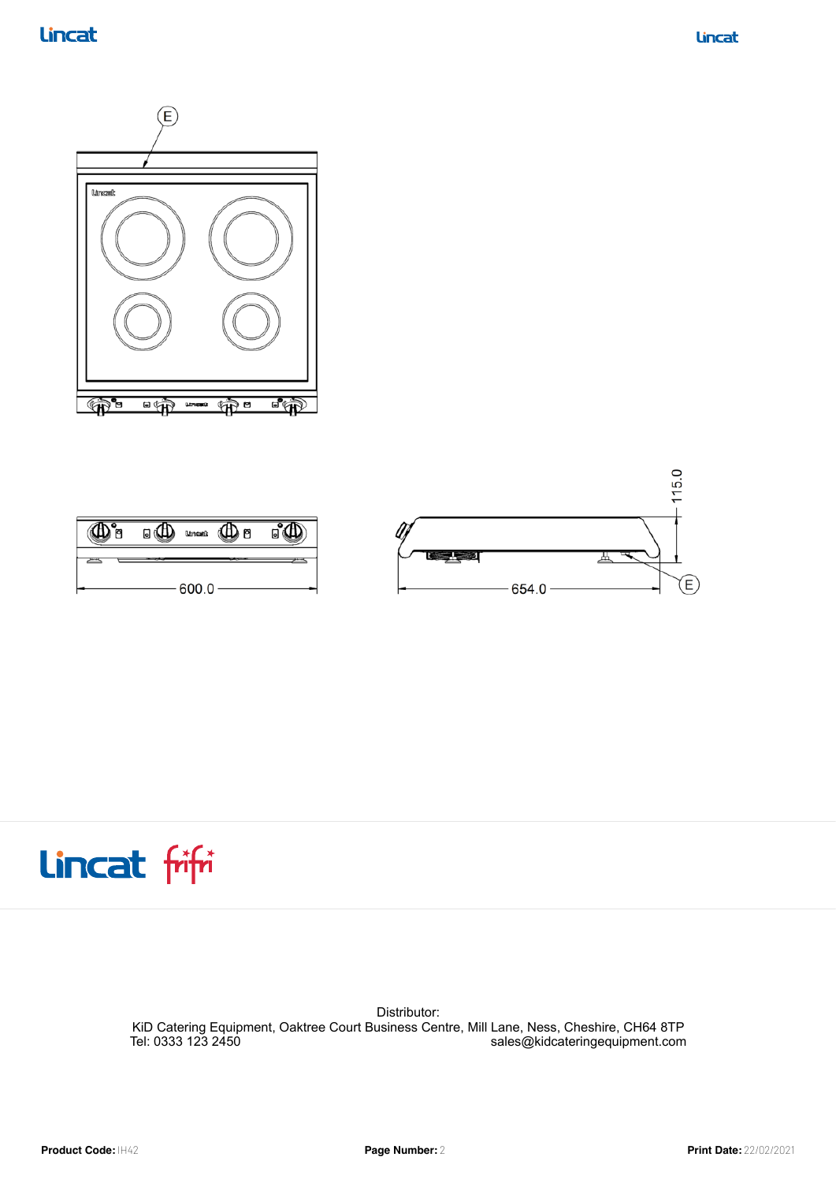E

600.0

115.0

654.0

E

Distributor:
KiD Catering Equipment, Oaktree Court Business Centre, Mill Lane, Ness, Cheshire, CH64 8TP
Tel: 0333 123 2450 sales@kidcateringequipment.com

**Product Code:** IH42

**Print Date:** 22/02/2021